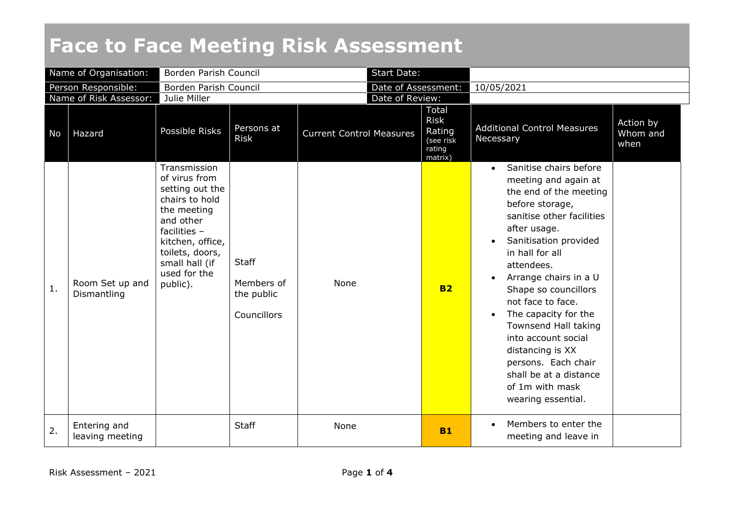# Face to Face Meeting Risk Assessment

| Name of Organisation: | Borden Parish Council | Start Date: | |
|---|---|---|---|
| Person Responsible: | Borden Parish Council | Date of Assessment: | 10/05/2021 |
| Name of Risk Assessor: | Julie Miller | Date of Review: | |

| No | Hazard | Possible Risks | Persons at Risk | Current Control Measures | Total Risk Rating (see risk rating matrix) | Additional Control Measures Necessary | Action by Whom and when |
|---|---|---|---|---|---|---|---|
| 1. | Room Set up and Dismantling | Transmission of virus from setting out the chairs to hold the meeting and other facilities – kitchen, office, toilets, doors, small hall (if used for the public). | Staff<br><br>Members of the public<br><br>Councillors | None | **B2** | • Sanitise chairs before meeting and again at the end of the meeting before storage, sanitise other facilities after usage.<br>• Sanitisation provided in hall for all attendees.<br>• Arrange chairs in a U Shape so councillors not face to face.<br>• The capacity for the Townsend Hall taking into account social distancing is XX persons. Each chair shall be at a distance of 1m with mask wearing essential. | |
| 2. | Entering and leaving meeting | | Staff | None | **B1** | • Members to enter the meeting and leave in | |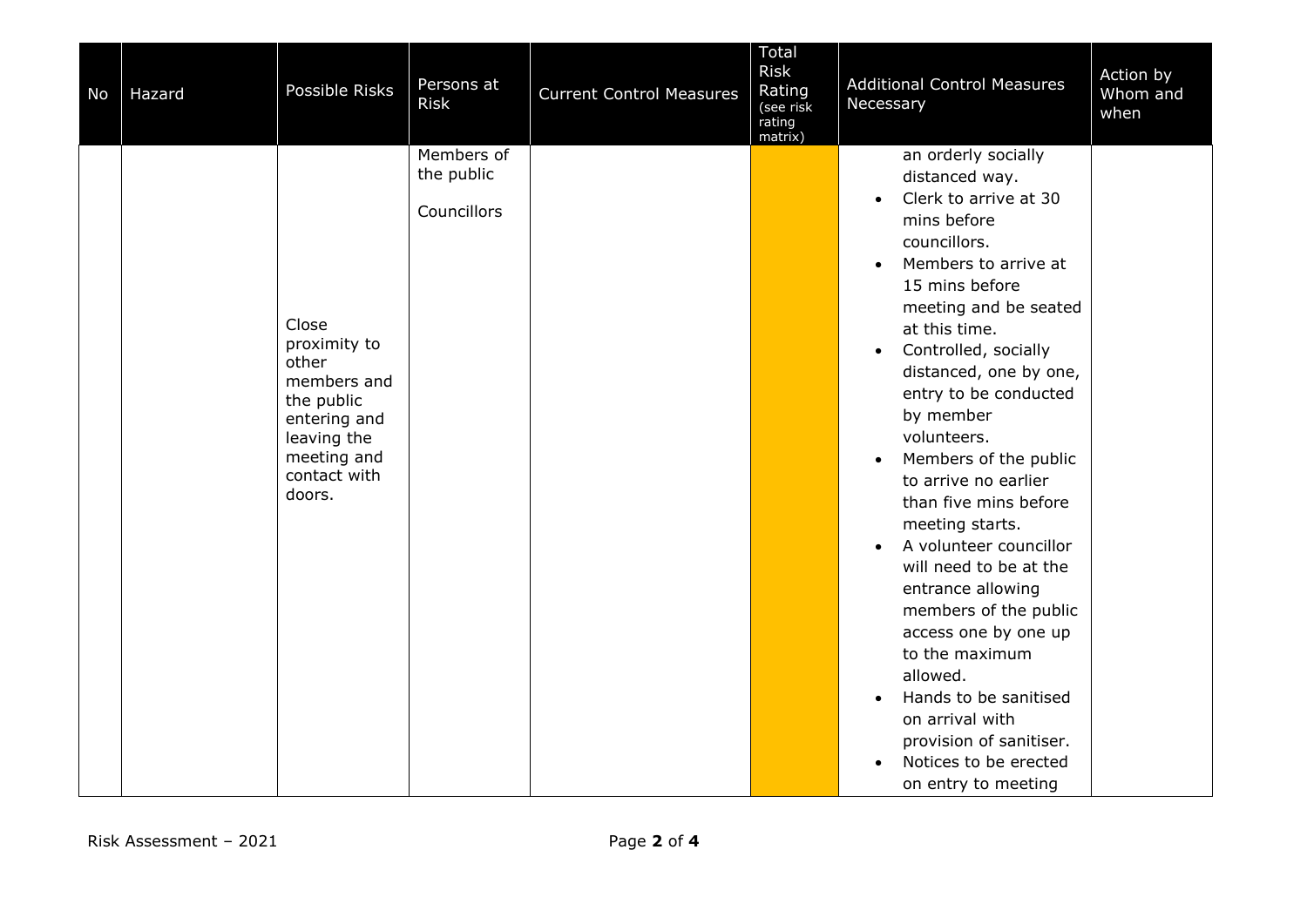| No | Hazard | Possible Risks | Persons at Risk | Current Control Measures | Total Risk Rating (see risk rating matrix) | Additional Control Measures Necessary | Action by Whom and when |
|---|---|---|---|---|---|---|---|
| | | Close proximity to other members and the public entering and leaving the meeting and contact with doors. | Members of the public<br><br>Councillors | | | an orderly socially distanced way.<br>• Clerk to arrive at 30 mins before councillors.<br>• Members to arrive at 15 mins before meeting and be seated at this time.<br>• Controlled, socially distanced, one by one, entry to be conducted by member volunteers.<br>• Members of the public to arrive no earlier than five mins before meeting starts.<br>• A volunteer councillor will need to be at the entrance allowing members of the public access one by one up to the maximum allowed.<br>• Hands to be sanitised on arrival with provision of sanitiser.<br>• Notices to be erected on entry to meeting | |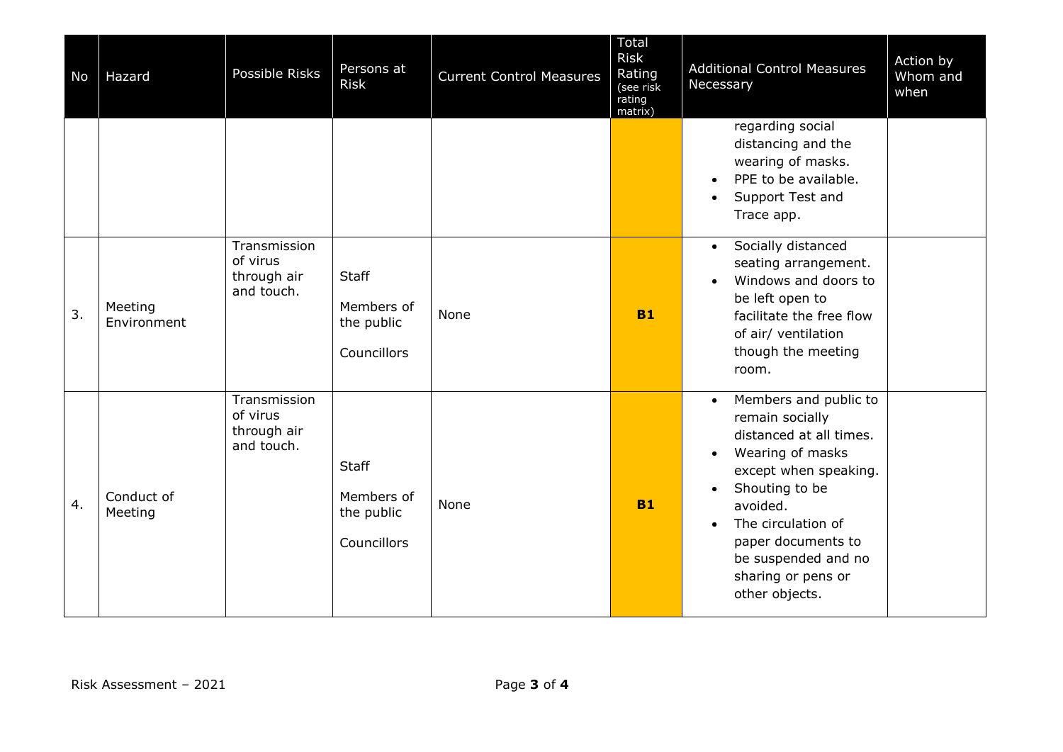| No | Hazard | Possible Risks | Persons at Risk | Current Control Measures | Total Risk Rating (see risk rating matrix) | Additional Control Measures Necessary | Action by Whom and when |
| --- | --- | --- | --- | --- | --- | --- | --- |
| | | | | | | regarding social distancing and the wearing of masks.<br>• PPE to be available.<br>• Support Test and Trace app. | |
| 3. | Meeting Environment | Transmission of virus through air and touch. | Staff<br><br>Members of the public<br><br>Councillors | None | **B1** | • Socially distanced seating arrangement.<br>• Windows and doors to be left open to facilitate the free flow of air/ ventilation though the meeting room. | |
| 4. | Conduct of Meeting | Transmission of virus through air and touch. | Staff<br><br>Members of the public<br><br>Councillors | None | **B1** | • Members and public to remain socially distanced at all times.<br>• Wearing of masks except when speaking.<br>• Shouting to be avoided.<br>• The circulation of paper documents to be suspended and no sharing or pens or other objects. | |

Risk Assessment – 2021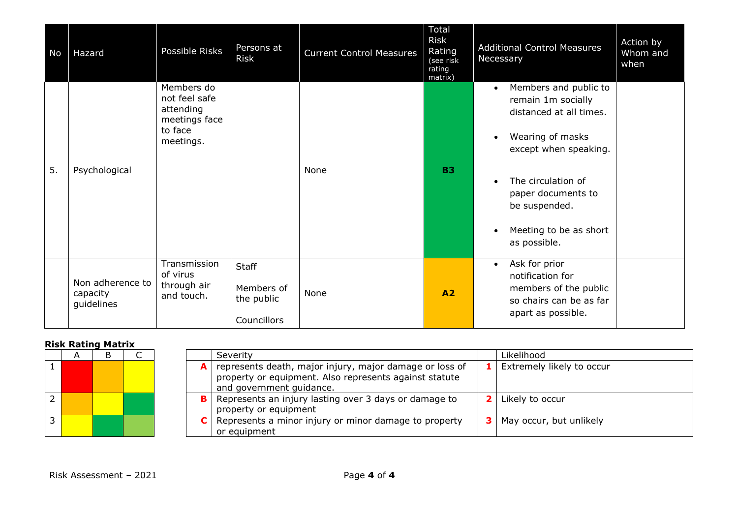| No | Hazard | Possible Risks | Persons at Risk | Current Control Measures | Total Risk Rating (see risk rating matrix) | Additional Control Measures Necessary | Action by Whom and when |
|---|---|---|---|---|---|---|---|
| 5. | Psychological | Members do not feel safe attending meetings face to face meetings. | | None | **B3** | • Members and public to remain 1m socially distanced at all times.<br>• Wearing of masks except when speaking.<br>• The circulation of paper documents to be suspended.<br>• Meeting to be as short as possible. | |
| | Non adherence to capacity guidelines | Transmission of virus through air and touch. | Staff<br><br>Members of the public<br><br>Councillors | None | **A2** | • Ask for prior notification for members of the public so chairs can be as far apart as possible. | |

**Risk Rating Matrix**

| | A | B | C |
|---|---|---|---|
| 1 | | | |
| 2 | | | |
| 3 | | | |

| | Severity | | Likelihood |
|---|---|---|---|
| **A** | represents death, major injury, major damage or loss of property or equipment. Also represents against statute and government guidance. | **1** | Extremely likely to occur |
| **B** | Represents an injury lasting over 3 days or damage to property or equipment | **2** | Likely to occur |
| **C** | Represents a minor injury or minor damage to property or equipment | **3** | May occur, but unlikely |